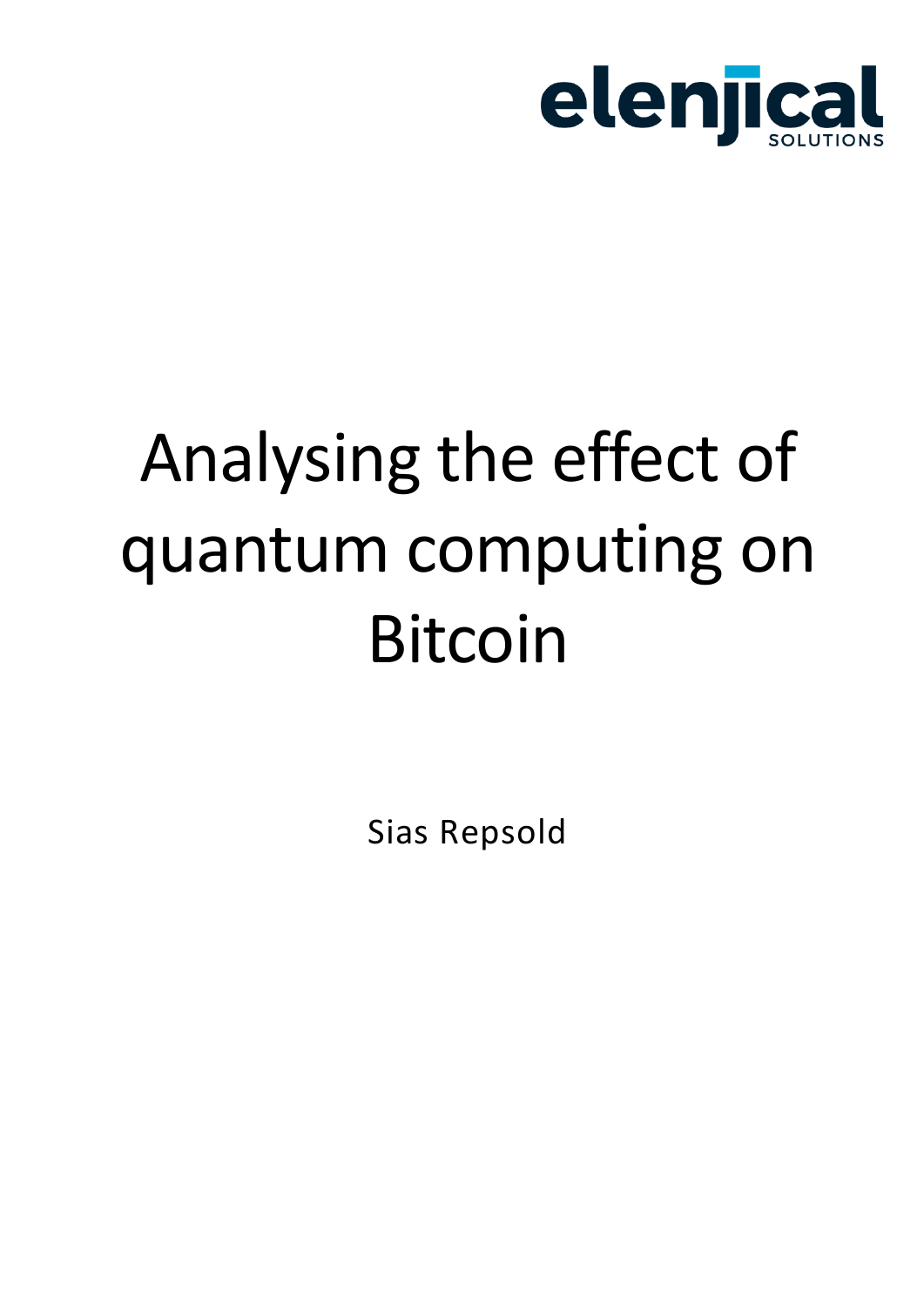elenjical SOLUTIONS

# Analysing the effect of quantum computing on Bitcoin

Sias Repsold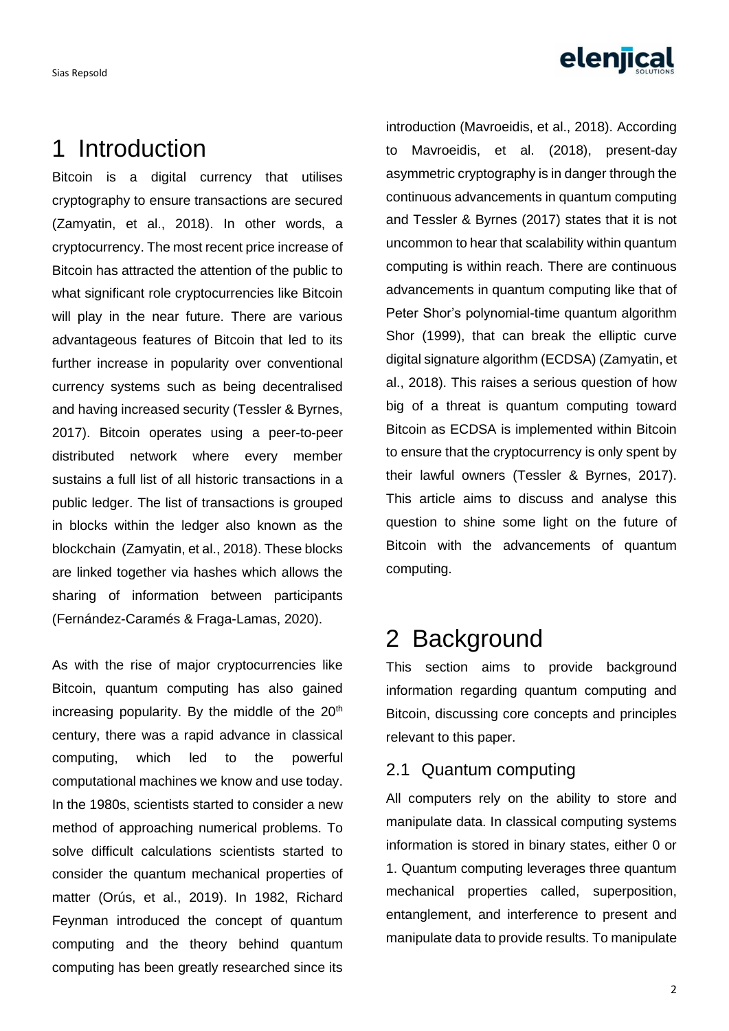# 1 Introduction

Bitcoin is a digital currency that utilises cryptography to ensure transactions are secured (Zamyatin, et al., 2018). In other words, a cryptocurrency. The most recent price increase of Bitcoin has attracted the attention of the public to what significant role cryptocurrencies like Bitcoin will play in the near future. There are various advantageous features of Bitcoin that led to its further increase in popularity over conventional currency systems such as being decentralised and having increased security (Tessler & Byrnes, 2017). Bitcoin operates using a peer-to-peer distributed network where every member sustains a full list of all historic transactions in a public ledger. The list of transactions is grouped in blocks within the ledger also known as the blockchain (Zamyatin, et al., 2018). These blocks are linked together via hashes which allows the sharing of information between participants (Fernández-Caramés & Fraga-Lamas, 2020).

As with the rise of major cryptocurrencies like Bitcoin, quantum computing has also gained increasing popularity. By the middle of the 20th century, there was a rapid advance in classical computing, which led to the powerful computational machines we know and use today. In the 1980s, scientists started to consider a new method of approaching numerical problems. To solve difficult calculations scientists started to consider the quantum mechanical properties of matter (Orús, et al., 2019). In 1982, Richard Feynman introduced the concept of quantum computing and the theory behind quantum computing has been greatly researched since its introduction (Mavroeidis, et al., 2018). According to Mavroeidis, et al. (2018), present-day asymmetric cryptography is in danger through the continuous advancements in quantum computing and Tessler & Byrnes (2017) states that it is not uncommon to hear that scalability within quantum computing is within reach. There are continuous advancements in quantum computing like that of Peter Shor's polynomial-time quantum algorithm Shor (1999), that can break the elliptic curve digital signature algorithm (ECDSA) (Zamyatin, et al., 2018). This raises a serious question of how big of a threat is quantum computing toward Bitcoin as ECDSA is implemented within Bitcoin to ensure that the cryptocurrency is only spent by their lawful owners (Tessler & Byrnes, 2017). This article aims to discuss and analyse this question to shine some light on the future of Bitcoin with the advancements of quantum computing.

# 2 Background

This section aims to provide background information regarding quantum computing and Bitcoin, discussing core concepts and principles relevant to this paper.

## 2.1 Quantum computing

All computers rely on the ability to store and manipulate data. In classical computing systems information is stored in binary states, either 0 or 1. Quantum computing leverages three quantum mechanical properties called, superposition, entanglement, and interference to present and manipulate data to provide results. To manipulate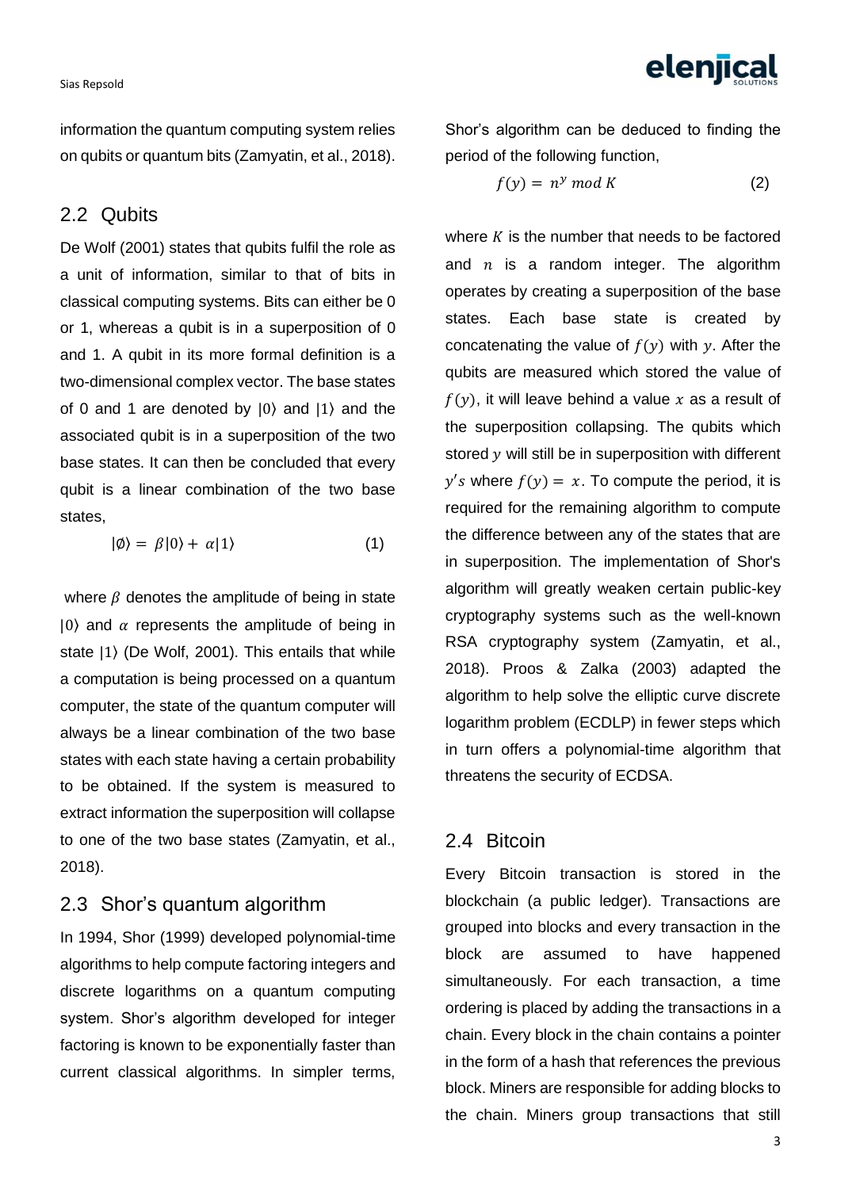information the quantum computing system relies on qubits or quantum bits (Zamyatin, et al., 2018).

## 2.2 Qubits

De Wolf (2001) states that qubits fulfil the role as a unit of information, similar to that of bits in classical computing systems. Bits can either be 0 or 1, whereas a qubit is in a superposition of 0 and 1. A qubit in its more formal definition is a two-dimensional complex vector. The base states of 0 and 1 are denoted by $|0\rangle$ and $|1\rangle$ and the associated qubit is in a superposition of the two base states. It can then be concluded that every qubit is a linear combination of the two base states,

$$|\emptyset\rangle = \beta|0\rangle + \alpha|1\rangle \tag{1}$$

where $\beta$ denotes the amplitude of being in state $|0\rangle$ and $\alpha$ represents the amplitude of being in state $|1\rangle$ (De Wolf, 2001). This entails that while a computation is being processed on a quantum computer, the state of the quantum computer will always be a linear combination of the two base states with each state having a certain probability to be obtained. If the system is measured to extract information the superposition will collapse to one of the two base states (Zamyatin, et al., 2018).

## 2.3 Shor's quantum algorithm

In 1994, Shor (1999) developed polynomial-time algorithms to help compute factoring integers and discrete logarithms on a quantum computing system. Shor's algorithm developed for integer factoring is known to be exponentially faster than current classical algorithms. In simpler terms, Shor's algorithm can be deduced to finding the period of the following function,

$$f(y) = n^y \bmod K \tag{2}$$

where $K$ is the number that needs to be factored and $n$ is a random integer. The algorithm operates by creating a superposition of the base states. Each base state is created by concatenating the value of $f(y)$ with $y$. After the qubits are measured which stored the value of $f(y)$, it will leave behind a value $x$ as a result of the superposition collapsing. The qubits which stored $y$ will still be in superposition with different $y's$ where $f(y) = x$. To compute the period, it is required for the remaining algorithm to compute the difference between any of the states that are in superposition. The implementation of Shor's algorithm will greatly weaken certain public-key cryptography systems such as the well-known RSA cryptography system (Zamyatin, et al., 2018). Proos & Zalka (2003) adapted the algorithm to help solve the elliptic curve discrete logarithm problem (ECDLP) in fewer steps which in turn offers a polynomial-time algorithm that threatens the security of ECDSA.

## 2.4 Bitcoin

Every Bitcoin transaction is stored in the blockchain (a public ledger). Transactions are grouped into blocks and every transaction in the block are assumed to have happened simultaneously. For each transaction, a time ordering is placed by adding the transactions in a chain. Every block in the chain contains a pointer in the form of a hash that references the previous block. Miners are responsible for adding blocks to the chain. Miners group transactions that still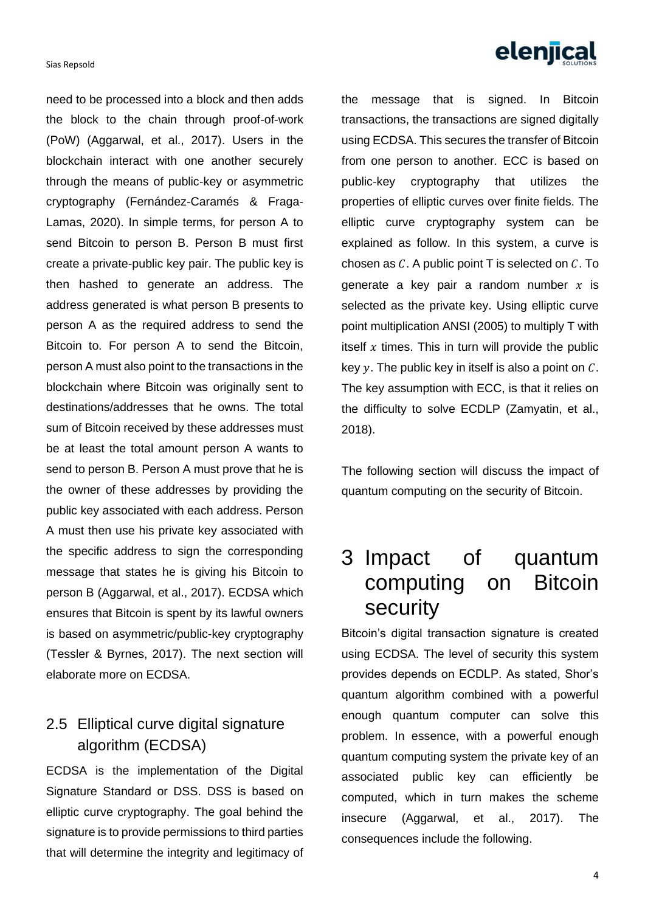need to be processed into a block and then adds the block to the chain through proof-of-work (PoW) (Aggarwal, et al., 2017). Users in the blockchain interact with one another securely through the means of public-key or asymmetric cryptography (Fernández-Caramés & Fraga-Lamas, 2020). In simple terms, for person A to send Bitcoin to person B. Person B must first create a private-public key pair. The public key is then hashed to generate an address. The address generated is what person B presents to person A as the required address to send the Bitcoin to. For person A to send the Bitcoin, person A must also point to the transactions in the blockchain where Bitcoin was originally sent to destinations/addresses that he owns. The total sum of Bitcoin received by these addresses must be at least the total amount person A wants to send to person B. Person A must prove that he is the owner of these addresses by providing the public key associated with each address. Person A must then use his private key associated with the specific address to sign the corresponding message that states he is giving his Bitcoin to person B (Aggarwal, et al., 2017). ECDSA which ensures that Bitcoin is spent by its lawful owners is based on asymmetric/public-key cryptography (Tessler & Byrnes, 2017). The next section will elaborate more on ECDSA.

## 2.5 Elliptical curve digital signature algorithm (ECDSA)

ECDSA is the implementation of the Digital Signature Standard or DSS. DSS is based on elliptic curve cryptography. The goal behind the signature is to provide permissions to third parties that will determine the integrity and legitimacy of the message that is signed. In Bitcoin transactions, the transactions are signed digitally using ECDSA. This secures the transfer of Bitcoin from one person to another. ECC is based on public-key cryptography that utilizes the properties of elliptic curves over finite fields. The elliptic curve cryptography system can be explained as follow. In this system, a curve is chosen as $C$. A public point T is selected on $C$. To generate a key pair a random number $x$ is selected as the private key. Using elliptic curve point multiplication ANSI (2005) to multiply T with itself $x$ times. This in turn will provide the public key $y$. The public key in itself is also a point on $C$. The key assumption with ECC, is that it relies on the difficulty to solve ECDLP (Zamyatin, et al., 2018).

The following section will discuss the impact of quantum computing on the security of Bitcoin.

# 3 Impact of quantum computing on Bitcoin security

Bitcoin's digital transaction signature is created using ECDSA. The level of security this system provides depends on ECDLP. As stated, Shor's quantum algorithm combined with a powerful enough quantum computer can solve this problem. In essence, with a powerful enough quantum computing system the private key of an associated public key can efficiently be computed, which in turn makes the scheme insecure (Aggarwal, et al., 2017). The consequences include the following.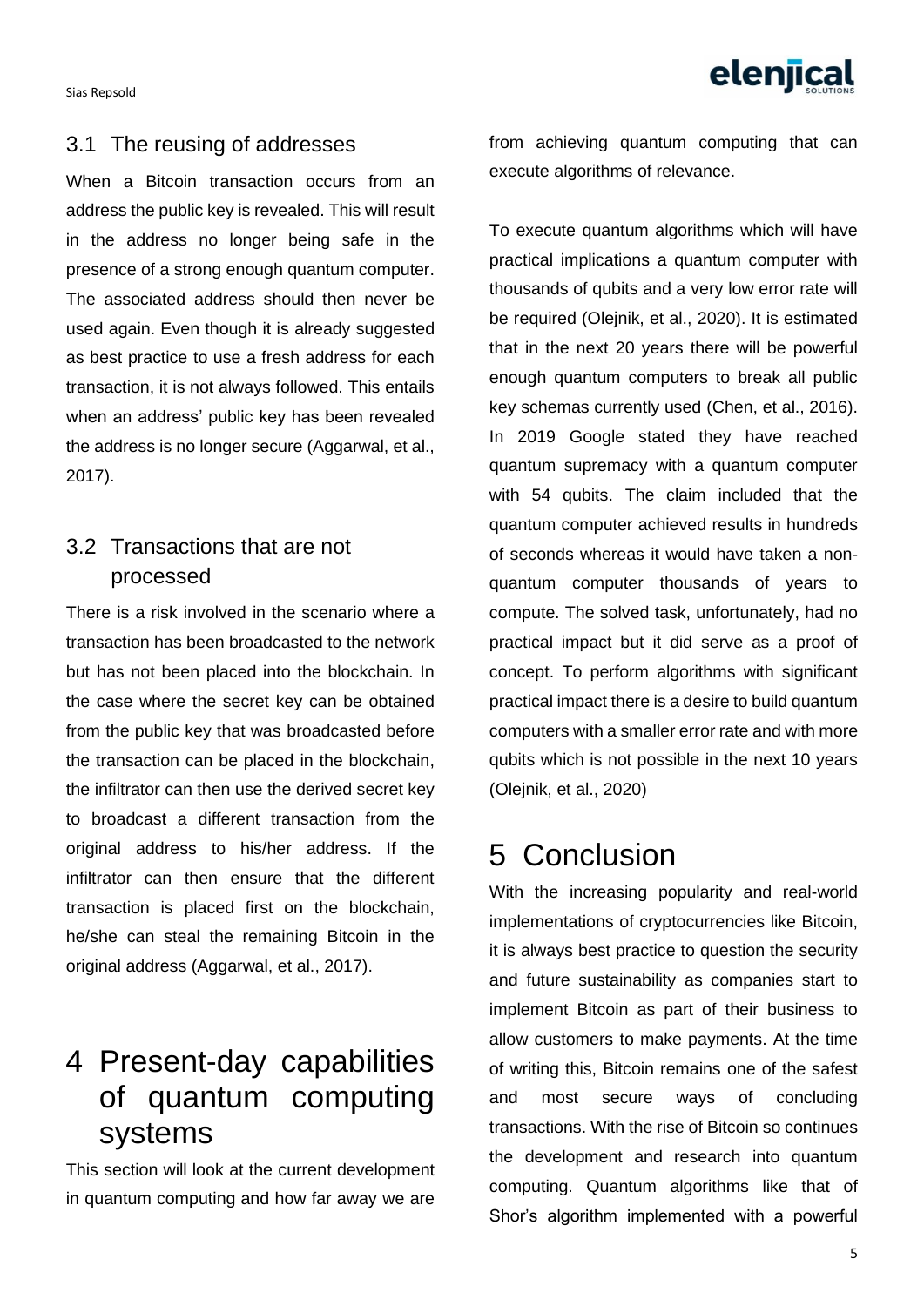## 3.1 The reusing of addresses

When a Bitcoin transaction occurs from an address the public key is revealed. This will result in the address no longer being safe in the presence of a strong enough quantum computer. The associated address should then never be used again. Even though it is already suggested as best practice to use a fresh address for each transaction, it is not always followed. This entails when an address' public key has been revealed the address is no longer secure (Aggarwal, et al., 2017).

## 3.2 Transactions that are not processed

There is a risk involved in the scenario where a transaction has been broadcasted to the network but has not been placed into the blockchain. In the case where the secret key can be obtained from the public key that was broadcasted before the transaction can be placed in the blockchain, the infiltrator can then use the derived secret key to broadcast a different transaction from the original address to his/her address. If the infiltrator can then ensure that the different transaction is placed first on the blockchain, he/she can steal the remaining Bitcoin in the original address (Aggarwal, et al., 2017).

# 4 Present-day capabilities of quantum computing systems

This section will look at the current development in quantum computing and how far away we are from achieving quantum computing that can execute algorithms of relevance.

To execute quantum algorithms which will have practical implications a quantum computer with thousands of qubits and a very low error rate will be required (Olejnik, et al., 2020). It is estimated that in the next 20 years there will be powerful enough quantum computers to break all public key schemas currently used (Chen, et al., 2016). In 2019 Google stated they have reached quantum supremacy with a quantum computer with 54 qubits. The claim included that the quantum computer achieved results in hundreds of seconds whereas it would have taken a non-quantum computer thousands of years to compute. The solved task, unfortunately, had no practical impact but it did serve as a proof of concept. To perform algorithms with significant practical impact there is a desire to build quantum computers with a smaller error rate and with more qubits which is not possible in the next 10 years (Olejnik, et al., 2020)

# 5 Conclusion

With the increasing popularity and real-world implementations of cryptocurrencies like Bitcoin, it is always best practice to question the security and future sustainability as companies start to implement Bitcoin as part of their business to allow customers to make payments. At the time of writing this, Bitcoin remains one of the safest and most secure ways of concluding transactions. With the rise of Bitcoin so continues the development and research into quantum computing. Quantum algorithms like that of Shor's algorithm implemented with a powerful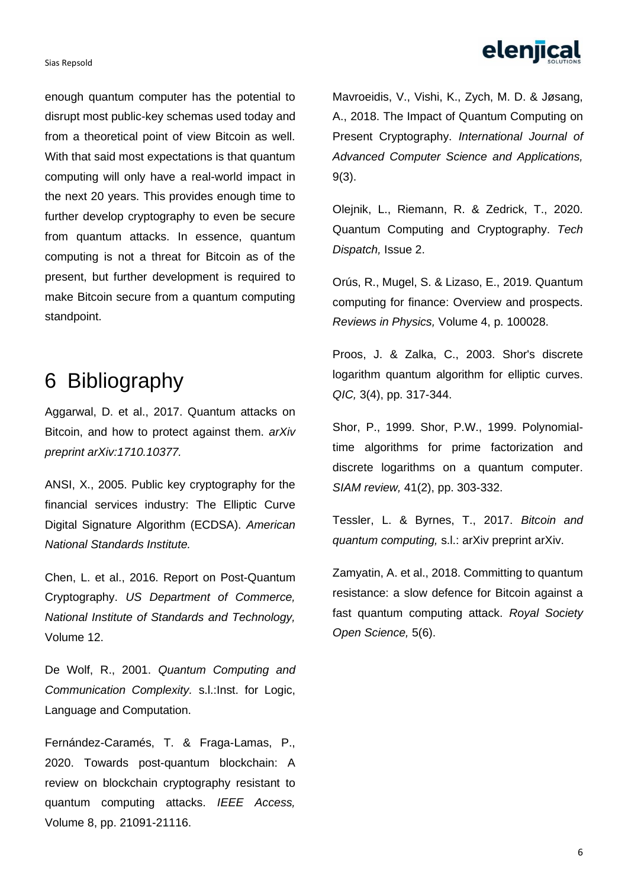enough quantum computer has the potential to disrupt most public-key schemas used today and from a theoretical point of view Bitcoin as well. With that said most expectations is that quantum computing will only have a real-world impact in the next 20 years. This provides enough time to further develop cryptography to even be secure from quantum attacks. In essence, quantum computing is not a threat for Bitcoin as of the present, but further development is required to make Bitcoin secure from a quantum computing standpoint.

# 6 Bibliography

Aggarwal, D. et al., 2017. Quantum attacks on Bitcoin, and how to protect against them. *arXiv preprint arXiv:1710.10377.*

ANSI, X., 2005. Public key cryptography for the financial services industry: The Elliptic Curve Digital Signature Algorithm (ECDSA). *American National Standards Institute.*

Chen, L. et al., 2016. Report on Post-Quantum Cryptography. *US Department of Commerce, National Institute of Standards and Technology,* Volume 12.

De Wolf, R., 2001. *Quantum Computing and Communication Complexity.* s.l.:Inst. for Logic, Language and Computation.

Fernández-Caramés, T. & Fraga-Lamas, P., 2020. Towards post-quantum blockchain: A review on blockchain cryptography resistant to quantum computing attacks. *IEEE Access,* Volume 8, pp. 21091-21116.

Mavroeidis, V., Vishi, K., Zych, M. D. & Jøsang, A., 2018. The Impact of Quantum Computing on Present Cryptography. *International Journal of Advanced Computer Science and Applications,* 9(3).

Olejnik, L., Riemann, R. & Zedrick, T., 2020. Quantum Computing and Cryptography. *Tech Dispatch,* Issue 2.

Orús, R., Mugel, S. & Lizaso, E., 2019. Quantum computing for finance: Overview and prospects. *Reviews in Physics,* Volume 4, p. 100028.

Proos, J. & Zalka, C., 2003. Shor's discrete logarithm quantum algorithm for elliptic curves. *QIC,* 3(4), pp. 317-344.

Shor, P., 1999. Shor, P.W., 1999. Polynomial-time algorithms for prime factorization and discrete logarithms on a quantum computer. *SIAM review,* 41(2), pp. 303-332.

Tessler, L. & Byrnes, T., 2017. *Bitcoin and quantum computing,* s.l.: arXiv preprint arXiv.

Zamyatin, A. et al., 2018. Committing to quantum resistance: a slow defence for Bitcoin against a fast quantum computing attack. *Royal Society Open Science,* 5(6).